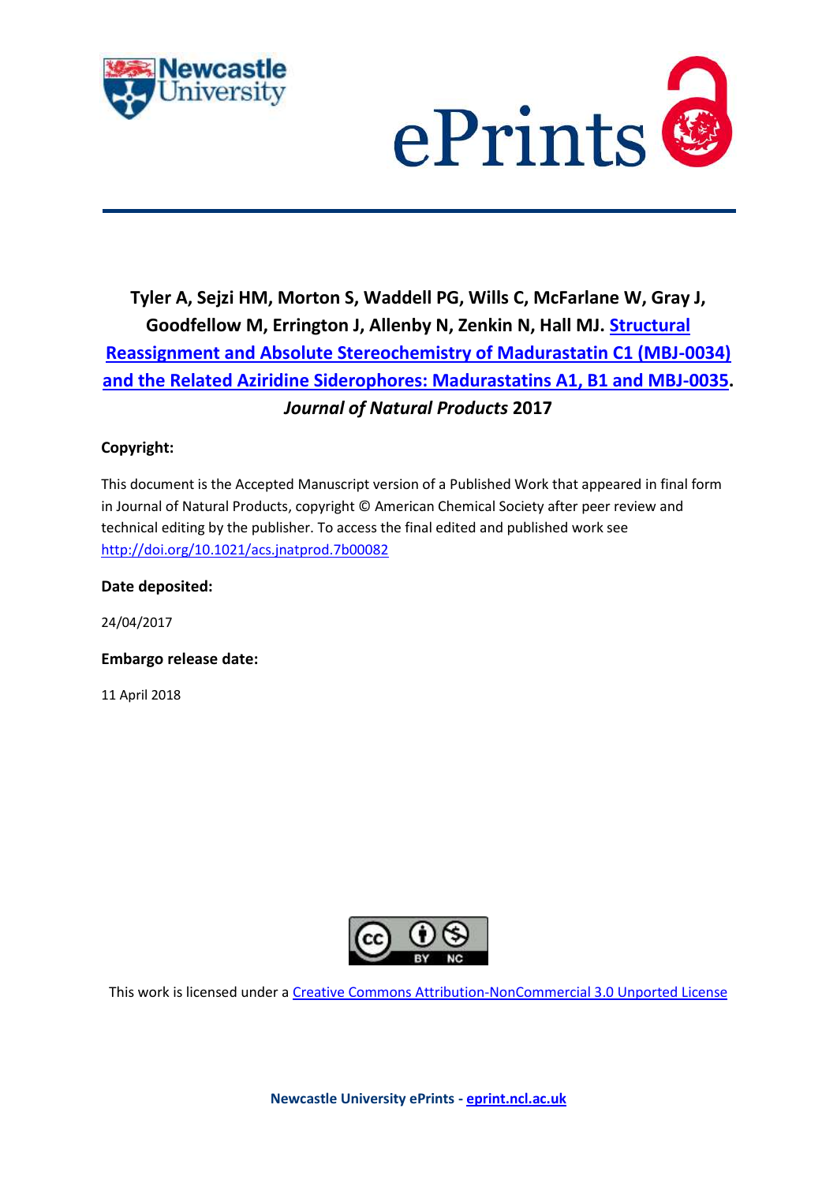Tyler A, Sejzi HM, Morton S, Waddell PG, Wills C, McFarlane W, Gray J, Goodfellow M, Errington J, Allenby N, Zenkin N, Hall MJ. Structural Reassignment and Absolute Stereochemistry of Madurastatin C1 (MBJ-0034) and the Related Aziridine Siderophores: Madurastatins A1, B1 and MBJ-0035. *Journal of Natural Products* 2017

**Copyright:**

This document is the Accepted Manuscript version of a Published Work that appeared in final form in Journal of Natural Products, copyright © American Chemical Society after peer review and technical editing by the publisher. To access the final edited and published work see http://doi.org/10.1021/acs.jnatprod.7b00082

**Date deposited:**

24/04/2017

**Embargo release date:**

11 April 2018

This work is licensed under a Creative Commons Attribution-NonCommercial 3.0 Unported License

**Newcastle University ePrints - eprint.ncl.ac.uk**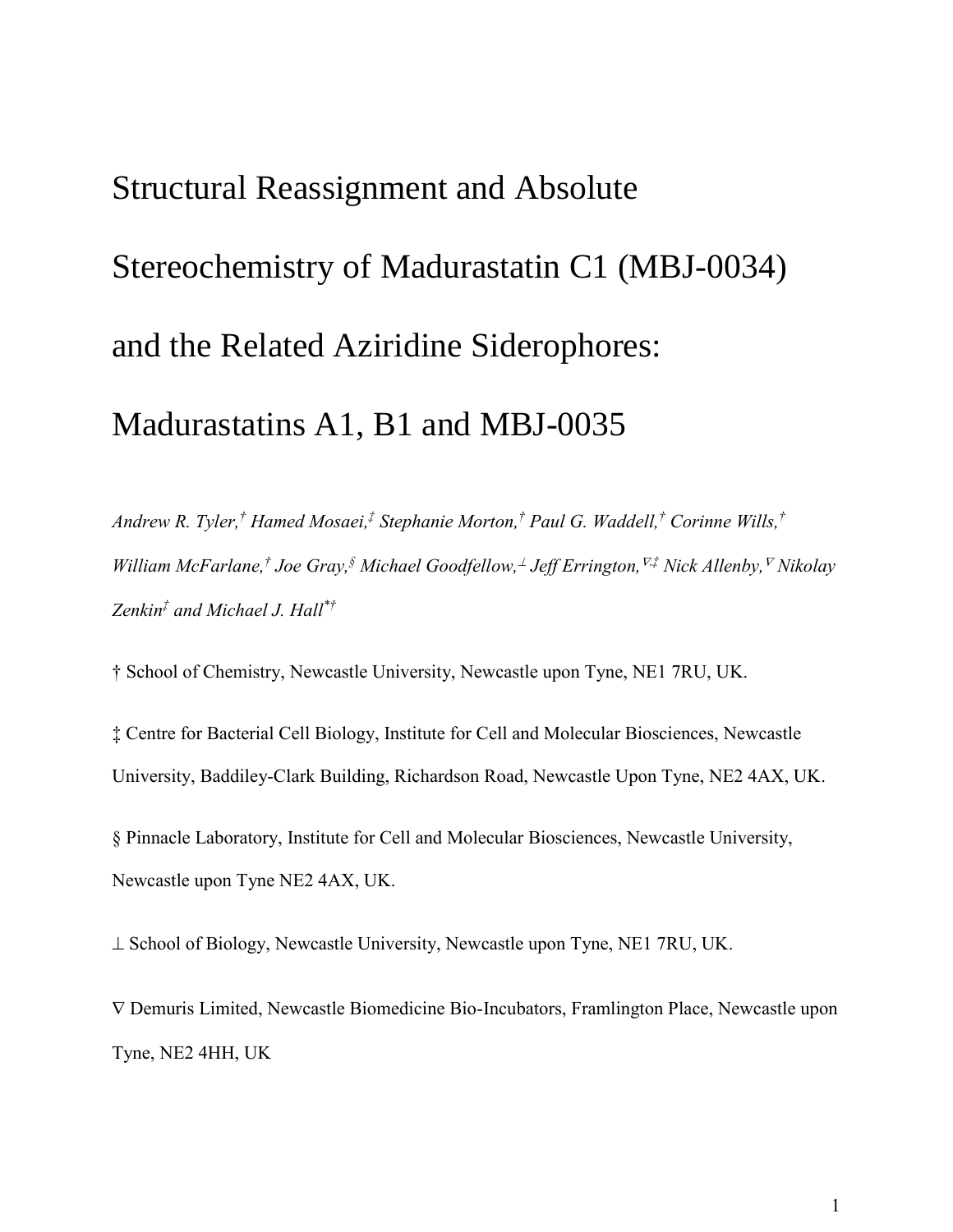# Structural Reassignment and Absolute Stereochemistry of Madurastatin C1 (MBJ-0034) and the Related Aziridine Siderophores: Madurastatins A1, B1 and MBJ-0035

*Andrew R. Tyler,[†] Hamed Mosaei,[‡] Stephanie Morton,[†] Paul G. Waddell,[†] Corinne Wills,[†] William McFarlane,[†] Joe Gray,[§] Michael Goodfellow,[⊥] Jeff Errington,[∇,‡] Nick Allenby,[∇] Nikolay Zenkin[‡] and Michael J. Hall[*†]*

† School of Chemistry, Newcastle University, Newcastle upon Tyne, NE1 7RU, UK.

‡ Centre for Bacterial Cell Biology, Institute for Cell and Molecular Biosciences, Newcastle University, Baddiley-Clark Building, Richardson Road, Newcastle Upon Tyne, NE2 4AX, UK.

§ Pinnacle Laboratory, Institute for Cell and Molecular Biosciences, Newcastle University, Newcastle upon Tyne NE2 4AX, UK.

⊥ School of Biology, Newcastle University, Newcastle upon Tyne, NE1 7RU, UK.

∇ Demuris Limited, Newcastle Biomedicine Bio-Incubators, Framlington Place, Newcastle upon Tyne, NE2 4HH, UK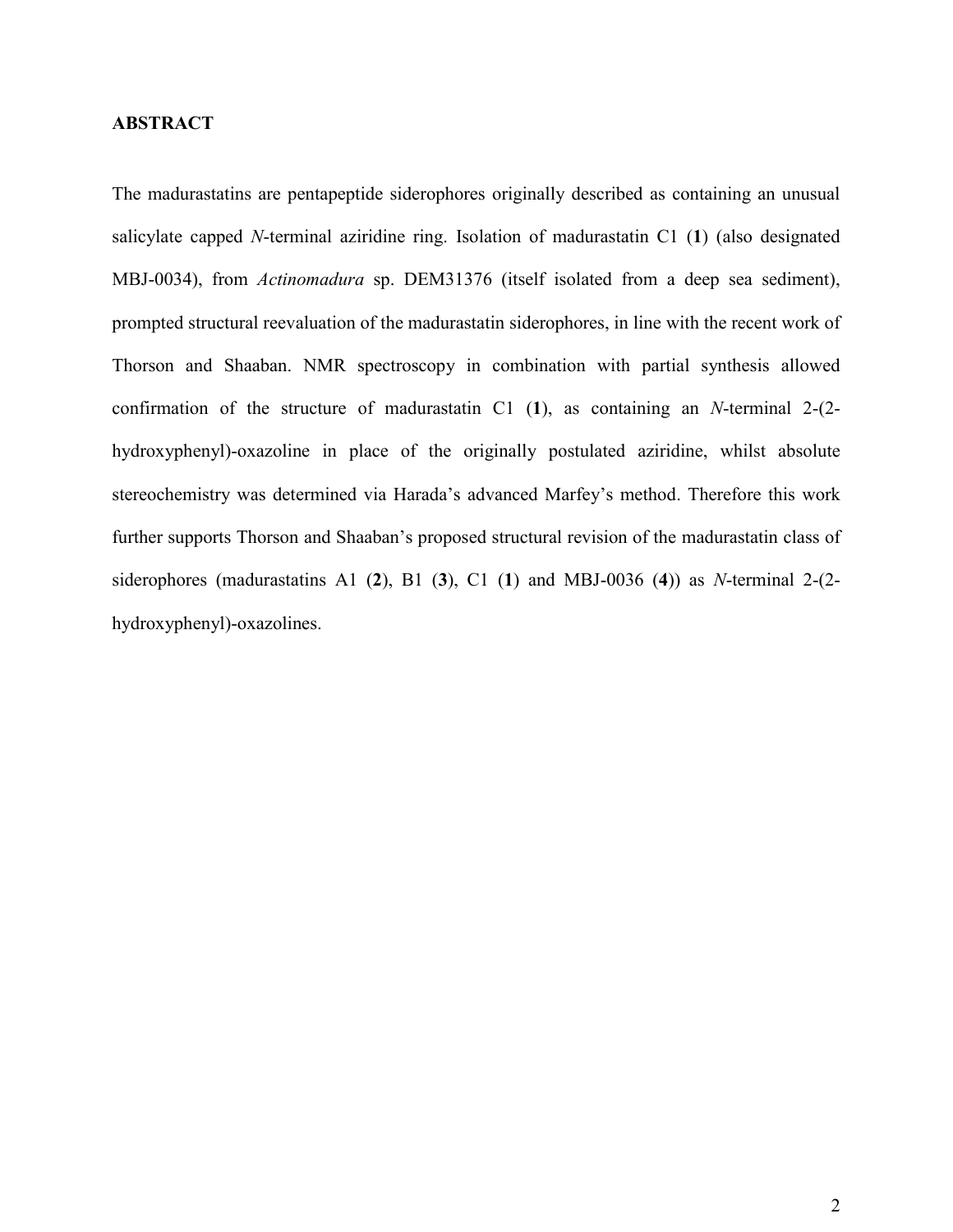## ABSTRACT

The madurastatins are pentapeptide siderophores originally described as containing an unusual salicylate capped *N*-terminal aziridine ring. Isolation of madurastatin C1 (**1**) (also designated MBJ-0034), from *Actinomadura* sp. DEM31376 (itself isolated from a deep sea sediment), prompted structural reevaluation of the madurastatin siderophores, in line with the recent work of Thorson and Shaaban. NMR spectroscopy in combination with partial synthesis allowed confirmation of the structure of madurastatin C1 (**1**), as containing an *N*-terminal 2-(2-hydroxyphenyl)-oxazoline in place of the originally postulated aziridine, whilst absolute stereochemistry was determined via Harada's advanced Marfey's method. Therefore this work further supports Thorson and Shaaban's proposed structural revision of the madurastatin class of siderophores (madurastatins A1 (**2**), B1 (**3**), C1 (**1**) and MBJ-0036 (**4**)) as *N*-terminal 2-(2-hydroxyphenyl)-oxazolines.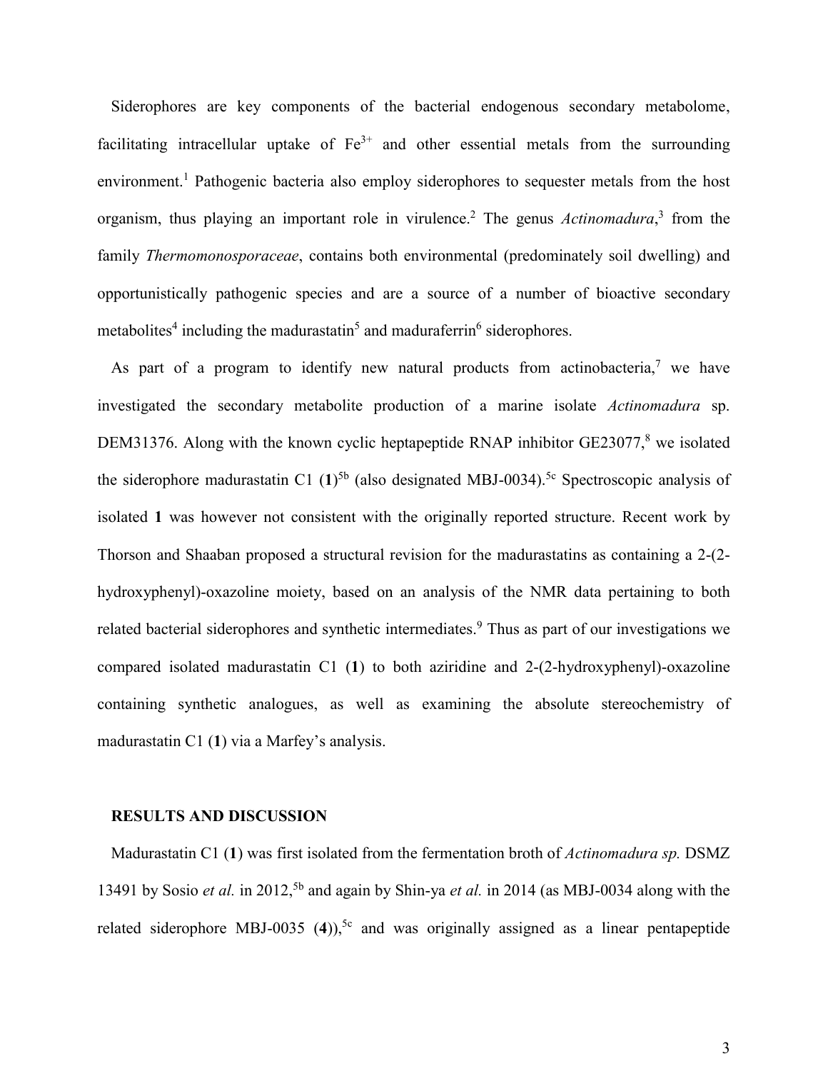Siderophores are key components of the bacterial endogenous secondary metabolome, facilitating intracellular uptake of $Fe^{3+}$ and other essential metals from the surrounding environment.[1] Pathogenic bacteria also employ siderophores to sequester metals from the host organism, thus playing an important role in virulence.[2] The genus *Actinomadura*,[3] from the family *Thermomonosporaceae*, contains both environmental (predominately soil dwelling) and opportunistically pathogenic species and are a source of a number of bioactive secondary metabolites[4] including the madurastatin[5] and maduraferrin[6] siderophores.

As part of a program to identify new natural products from actinobacteria,[7] we have investigated the secondary metabolite production of a marine isolate *Actinomadura* sp. DEM31376. Along with the known cyclic heptapeptide RNAP inhibitor GE23077,[8] we isolated the siderophore madurastatin C1 (**1**)[5b] (also designated MBJ-0034).[5c] Spectroscopic analysis of isolated **1** was however not consistent with the originally reported structure. Recent work by Thorson and Shaaban proposed a structural revision for the madurastatins as containing a 2-(2-hydroxyphenyl)-oxazoline moiety, based on an analysis of the NMR data pertaining to both related bacterial siderophores and synthetic intermediates.[9] Thus as part of our investigations we compared isolated madurastatin C1 (**1**) to both aziridine and 2-(2-hydroxyphenyl)-oxazoline containing synthetic analogues, as well as examining the absolute stereochemistry of madurastatin C1 (**1**) via a Marfey's analysis.

## RESULTS AND DISCUSSION

Madurastatin C1 (**1**) was first isolated from the fermentation broth of *Actinomadura sp.* DSMZ 13491 by Sosio *et al.* in 2012,[5b] and again by Shin-ya *et al.* in 2014 (as MBJ-0034 along with the related siderophore MBJ-0035 (**4**)),[5c] and was originally assigned as a linear pentapeptide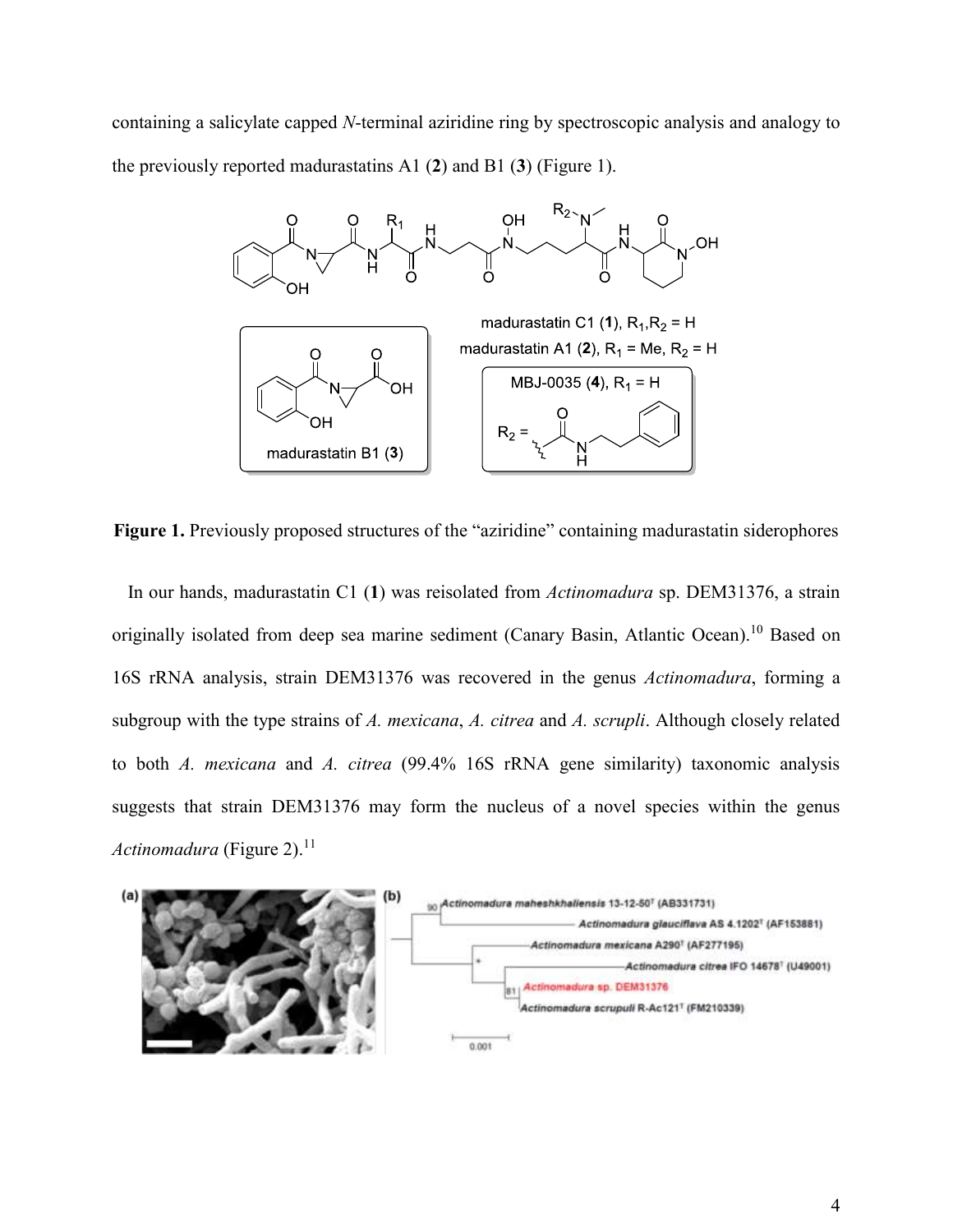containing a salicylate capped *N*-terminal aziridine ring by spectroscopic analysis and analogy to the previously reported madurastatins A1 (**2**) and B1 (**3**) (Figure 1).

**Figure 1.** Previously proposed structures of the "aziridine" containing madurastatin siderophores

In our hands, madurastatin C1 (**1**) was reisolated from *Actinomadura* sp. DEM31376, a strain originally isolated from deep sea marine sediment (Canary Basin, Atlantic Ocean).[10] Based on 16S rRNA analysis, strain DEM31376 was recovered in the genus *Actinomadura*, forming a subgroup with the type strains of *A. mexicana*, *A. citrea* and *A. scrupli*. Although closely related to both *A. mexicana* and *A. citrea* (99.4% 16S rRNA gene similarity) taxonomic analysis suggests that strain DEM31376 may form the nucleus of a novel species within the genus *Actinomadura* (Figure 2).[11]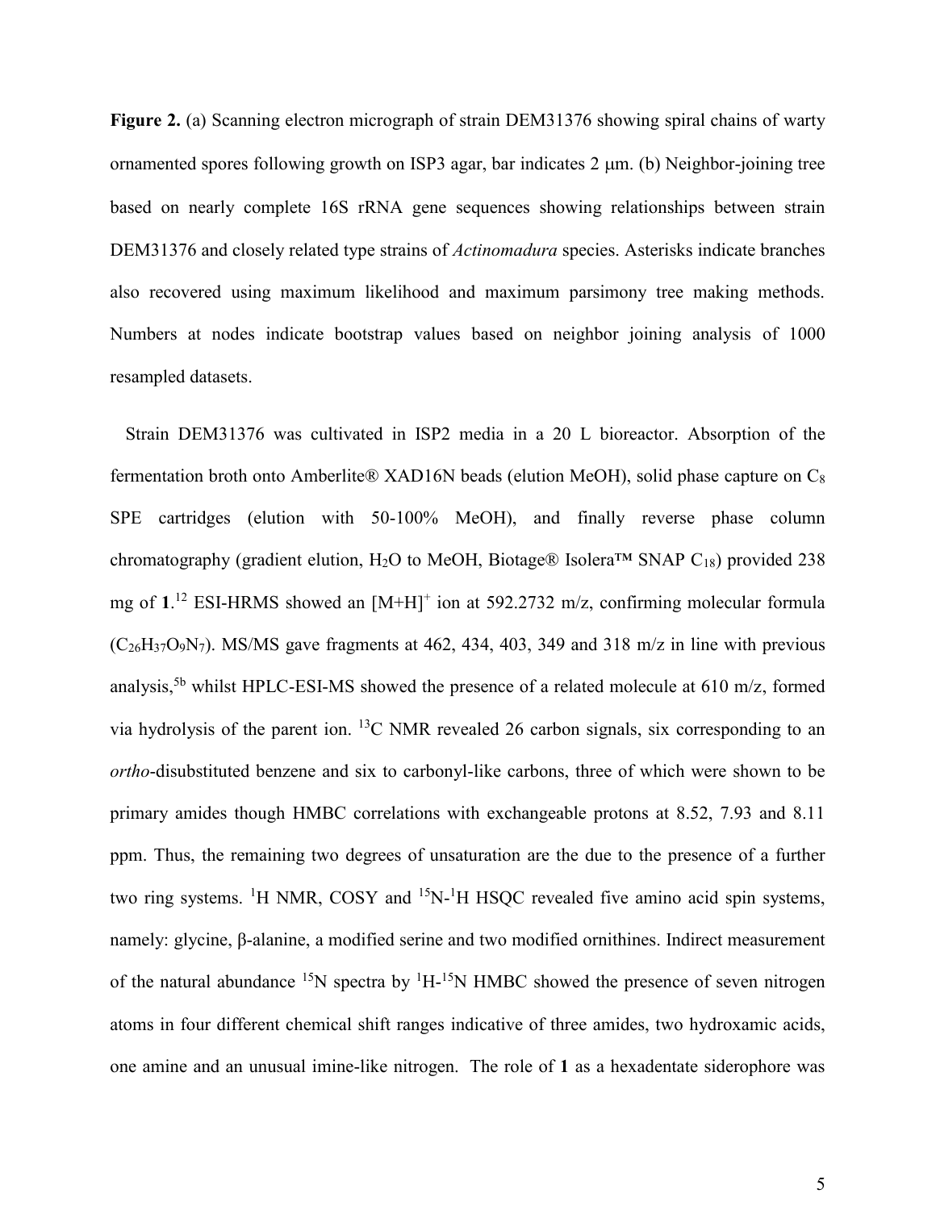**Figure 2.** (a) Scanning electron micrograph of strain DEM31376 showing spiral chains of warty ornamented spores following growth on ISP3 agar, bar indicates 2 μm. (b) Neighbor-joining tree based on nearly complete 16S rRNA gene sequences showing relationships between strain DEM31376 and closely related type strains of *Actinomadura* species. Asterisks indicate branches also recovered using maximum likelihood and maximum parsimony tree making methods. Numbers at nodes indicate bootstrap values based on neighbor joining analysis of 1000 resampled datasets.

Strain DEM31376 was cultivated in ISP2 media in a 20 L bioreactor. Absorption of the fermentation broth onto Amberlite® XAD16N beads (elution MeOH), solid phase capture on $C_8$ SPE cartridges (elution with 50-100% MeOH), and finally reverse phase column chromatography (gradient elution, $H_2O$ to MeOH, Biotage® Isolera™ SNAP $C_{18}$) provided 238 mg of **1**.[12] ESI-HRMS showed an $[M+H]^+$ ion at 592.2732 m/z, confirming molecular formula ($C_{26}H_{37}O_9N_7$). MS/MS gave fragments at 462, 434, 403, 349 and 318 m/z in line with previous analysis,[5b] whilst HPLC-ESI-MS showed the presence of a related molecule at 610 m/z, formed via hydrolysis of the parent ion. $^{13}C$ NMR revealed 26 carbon signals, six corresponding to an *ortho*-disubstituted benzene and six to carbonyl-like carbons, three of which were shown to be primary amides though HMBC correlations with exchangeable protons at 8.52, 7.93 and 8.11 ppm. Thus, the remaining two degrees of unsaturation are the due to the presence of a further two ring systems. $^1H$ NMR, COSY and $^{15}N$-$^1H$ HSQC revealed five amino acid spin systems, namely: glycine, β-alanine, a modified serine and two modified ornithines. Indirect measurement of the natural abundance $^{15}N$ spectra by $^1H$-$^{15}N$ HMBC showed the presence of seven nitrogen atoms in four different chemical shift ranges indicative of three amides, two hydroxamic acids, one amine and an unusual imine-like nitrogen. The role of **1** as a hexadentate siderophore was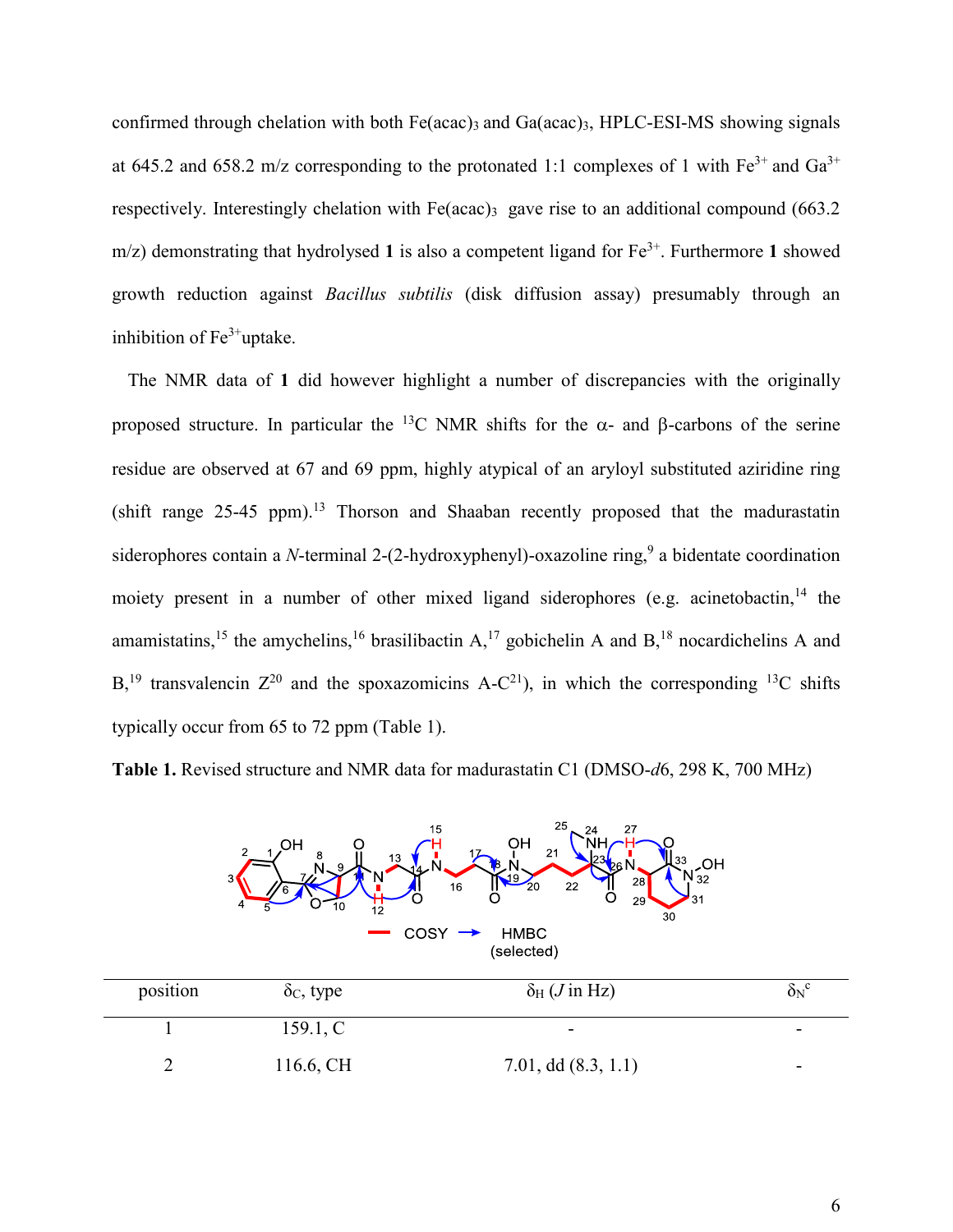confirmed through chelation with both $Fe(acac)_3$ and $Ga(acac)_3$, HPLC-ESI-MS showing signals at 645.2 and 658.2 m/z corresponding to the protonated 1:1 complexes of 1 with $Fe^{3+}$ and $Ga^{3+}$ respectively. Interestingly chelation with $Fe(acac)_3$ gave rise to an additional compound (663.2 m/z) demonstrating that hydrolysed **1** is also a competent ligand for $Fe^{3+}$. Furthermore **1** showed growth reduction against *Bacillus subtilis* (disk diffusion assay) presumably through an inhibition of $Fe^{3+}$uptake.

The NMR data of **1** did however highlight a number of discrepancies with the originally proposed structure. In particular the $^{13}$C NMR shifts for the α- and β-carbons of the serine residue are observed at 67 and 69 ppm, highly atypical of an aryloyl substituted aziridine ring (shift range 25-45 ppm).[13] Thorson and Shaaban recently proposed that the madurastatin siderophores contain a *N*-terminal 2-(2-hydroxyphenyl)-oxazoline ring,[9] a bidentate coordination moiety present in a number of other mixed ligand siderophores (e.g. acinetobactin,[14] the amamistatins,[15] the amychelins,[16] brasilibactin A,[17] gobichelin A and B,[18] nocardichelins A and B,[19] transvalencin Z[20] and the spoxazomicins A-C[21]), in which the corresponding $^{13}$C shifts typically occur from 65 to 72 ppm (Table 1).

**Table 1.** Revised structure and NMR data for madurastatin C1 (DMSO-*d*6, 298 K, 700 MHz)

| position | $\delta_C$, type | $\delta_H$ ($J$ in Hz) | $\delta_N$[c] |
|---|---|---|---|
| 1 | 159.1, C | - | - |
| 2 | 116.6, CH | 7.01, dd (8.3, 1.1) | - |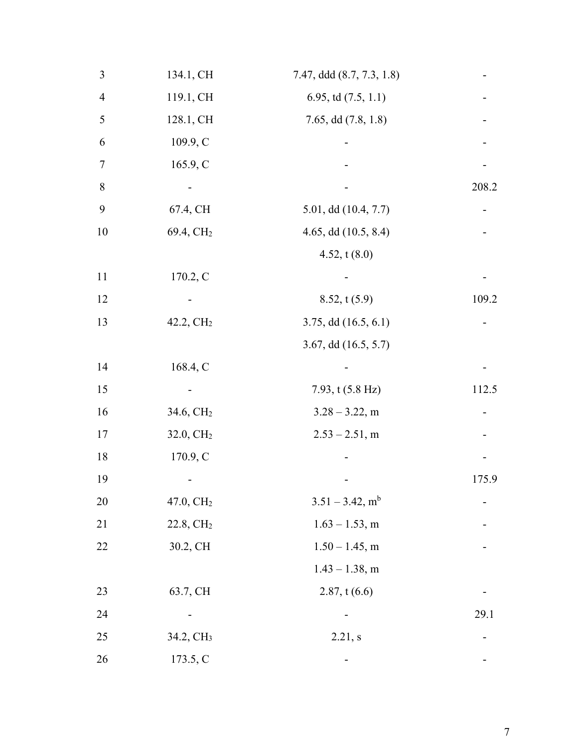| | | | |
|---|---|---|---|
| 3 | 134.1, CH | 7.47, ddd (8.7, 7.3, 1.8) | - |
| 4 | 119.1, CH | 6.95, td (7.5, 1.1) | - |
| 5 | 128.1, CH | 7.65, dd (7.8, 1.8) | - |
| 6 | 109.9, C | - | - |
| 7 | 165.9, C | - | - |
| 8 | - | - | 208.2 |
| 9 | 67.4, CH | 5.01, dd (10.4, 7.7) | - |
| 10 | 69.4, $CH_2$ | 4.65, dd (10.5, 8.4) | - |
| | | 4.52, t (8.0) | |
| 11 | 170.2, C | - | - |
| 12 | - | 8.52, t (5.9) | 109.2 |
| 13 | 42.2, $CH_2$ | 3.75, dd (16.5, 6.1) | - |
| | | 3.67, dd (16.5, 5.7) | |
| 14 | 168.4, C | - | - |
| 15 | - | 7.93, t (5.8 Hz) | 112.5 |
| 16 | 34.6, $CH_2$ | 3.28 – 3.22, m | - |
| 17 | 32.0, $CH_2$ | 2.53 – 2.51, m | - |
| 18 | 170.9, C | - | - |
| 19 | - | - | 175.9 |
| 20 | 47.0, $CH_2$ | 3.51 – 3.42, m[b] | - |
| 21 | 22.8, $CH_2$ | 1.63 – 1.53, m | - |
| 22 | 30.2, CH | 1.50 – 1.45, m | - |
| | | 1.43 – 1.38, m | |
| 23 | 63.7, CH | 2.87, t (6.6) | - |
| 24 | - | - | 29.1 |
| 25 | 34.2, $CH_3$ | 2.21, s | - |
| 26 | 173.5, C | - | - |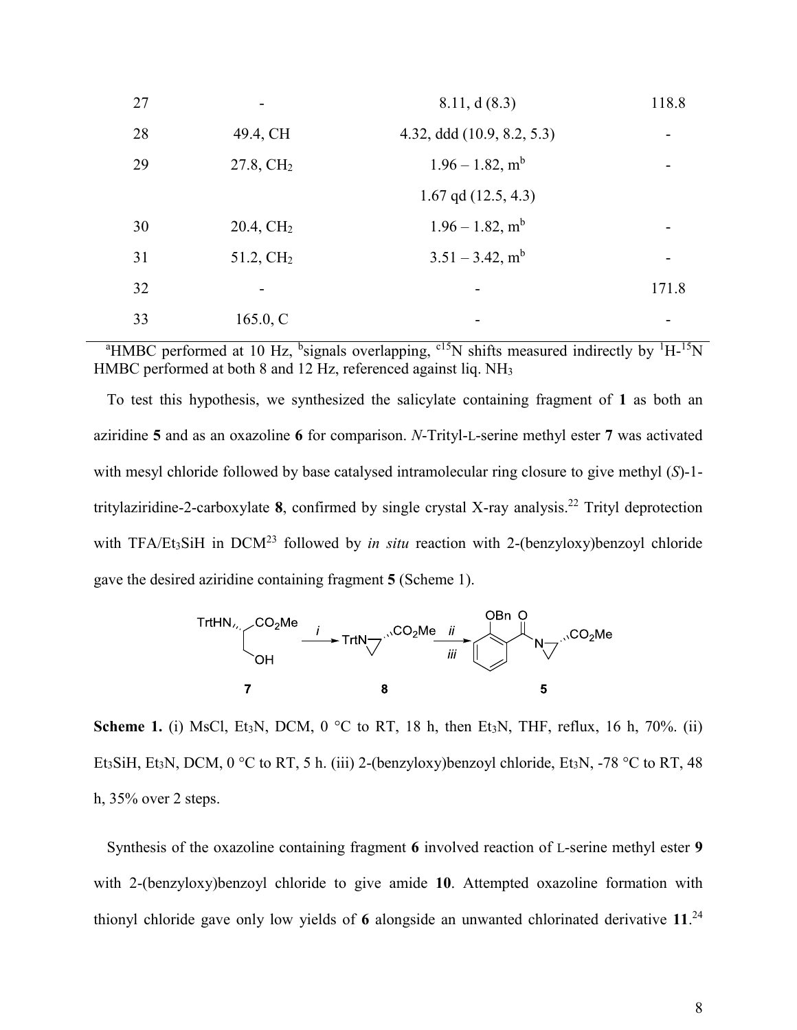| 27 | - | 8.11, d (8.3) | 118.8 |
|---|---|---|---|
| 28 | 49.4, CH | 4.32, ddd (10.9, 8.2, 5.3) | - |
| 29 | 27.8, $CH_2$ | 1.96 – 1.82, m[b] | - |
| | | 1.67 qd (12.5, 4.3) | |
| 30 | 20.4, $CH_2$ | 1.96 – 1.82, m[b] | - |
| 31 | 51.2, $CH_2$ | 3.51 – 3.42, m[b] | - |
| 32 | - | - | 171.8 |
| 33 | 165.0, C | - | - |

[a]HMBC performed at 10 Hz, [b]signals overlapping, [c]$^{15}$N shifts measured indirectly by $^{1}$H-$^{15}$N HMBC performed at both 8 and 12 Hz, referenced against liq. $NH_3$

To test this hypothesis, we synthesized the salicylate containing fragment of **1** as both an aziridine **5** and as an oxazoline **6** for comparison. *N*-Trityl-L-serine methyl ester **7** was activated with mesyl chloride followed by base catalysed intramolecular ring closure to give methyl (*S*)-1-tritylaziridine-2-carboxylate **8**, confirmed by single crystal X-ray analysis.[22] Trityl deprotection with TFA/$Et_3SiH$ in DCM[23] followed by *in situ* reaction with 2-(benzyloxy)benzoyl chloride gave the desired aziridine containing fragment **5** (Scheme 1).

**Scheme 1.** (i) MsCl, $Et_3N$, DCM, 0 °C to RT, 18 h, then $Et_3N$, THF, reflux, 16 h, 70%. (ii) $Et_3SiH$, $Et_3N$, DCM, 0 °C to RT, 5 h. (iii) 2-(benzyloxy)benzoyl chloride, $Et_3N$, -78 °C to RT, 48 h, 35% over 2 steps.

Synthesis of the oxazoline containing fragment **6** involved reaction of L-serine methyl ester **9** with 2-(benzyloxy)benzoyl chloride to give amide **10**. Attempted oxazoline formation with thionyl chloride gave only low yields of **6** alongside an unwanted chlorinated derivative **11**.[24]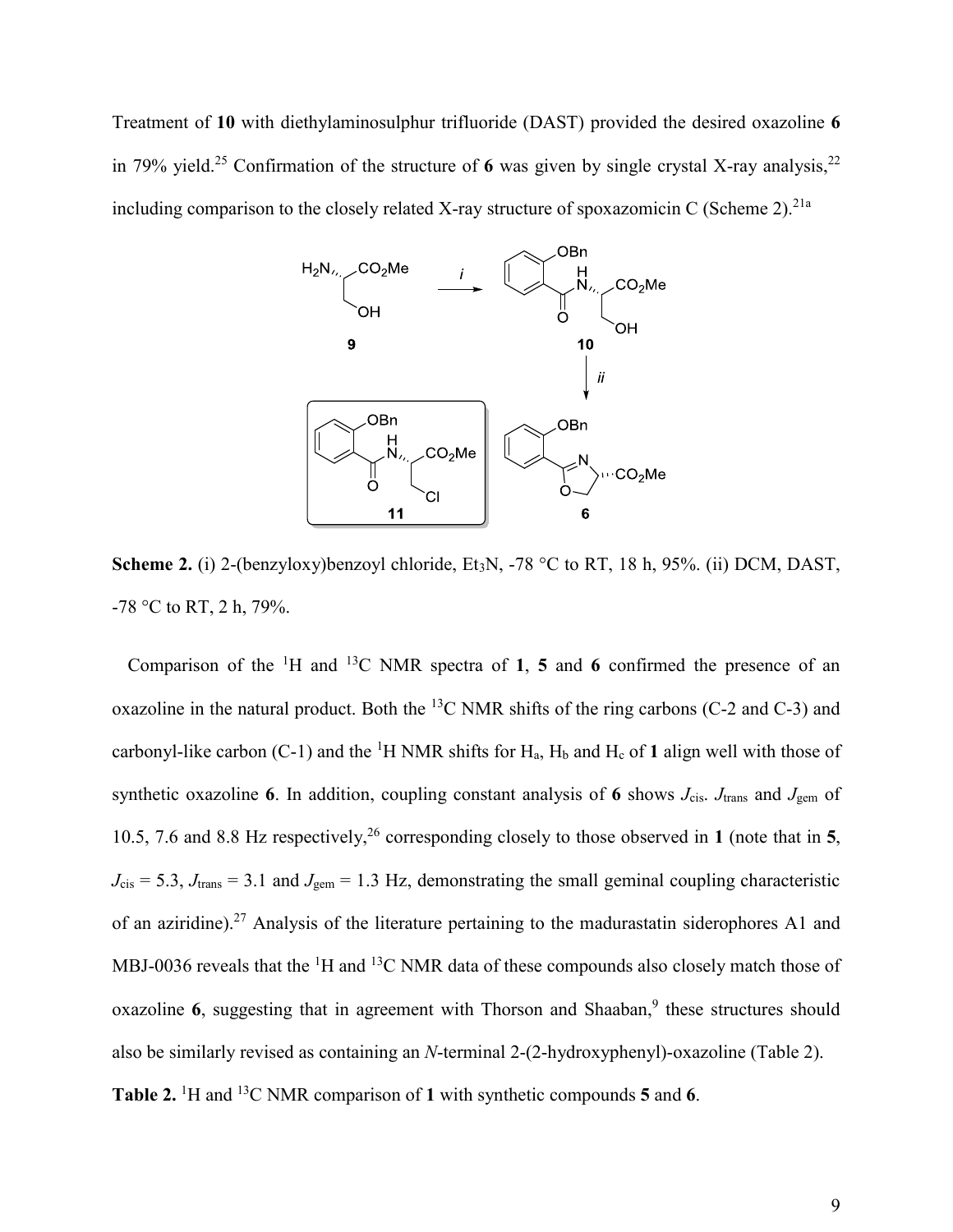Treatment of **10** with diethylaminosulphur trifluoride (DAST) provided the desired oxazoline **6** in 79% yield.[25] Confirmation of the structure of **6** was given by single crystal X-ray analysis,[22] including comparison to the closely related X-ray structure of spoxazomicin C (Scheme 2).[21a]

**Scheme 2.** (i) 2-(benzyloxy)benzoyl chloride, $Et_3N$, -78 °C to RT, 18 h, 95%. (ii) DCM, DAST, -78 °C to RT, 2 h, 79%.

Comparison of the $^{1}H$ and $^{13}C$ NMR spectra of **1**, **5** and **6** confirmed the presence of an oxazoline in the natural product. Both the $^{13}C$ NMR shifts of the ring carbons (C-2 and C-3) and carbonyl-like carbon (C-1) and the $^{1}H$ NMR shifts for $H_a$, $H_b$ and $H_c$ of **1** align well with those of synthetic oxazoline **6**. In addition, coupling constant analysis of **6** shows $J_{cis}$. $J_{trans}$ and $J_{gem}$ of 10.5, 7.6 and 8.8 Hz respectively,[26] corresponding closely to those observed in **1** (note that in **5**, $J_{cis}$ = 5.3, $J_{trans}$ = 3.1 and $J_{gem}$ = 1.3 Hz, demonstrating the small geminal coupling characteristic of an aziridine).[27] Analysis of the literature pertaining to the madurastatin siderophores A1 and MBJ-0036 reveals that the $^{1}H$ and $^{13}C$ NMR data of these compounds also closely match those of oxazoline **6**, suggesting that in agreement with Thorson and Shaaban,[9] these structures should also be similarly revised as containing an *N*-terminal 2-(2-hydroxyphenyl)-oxazoline (Table 2).

**Table 2.** $^{1}H$ and $^{13}C$ NMR comparison of **1** with synthetic compounds **5** and **6**.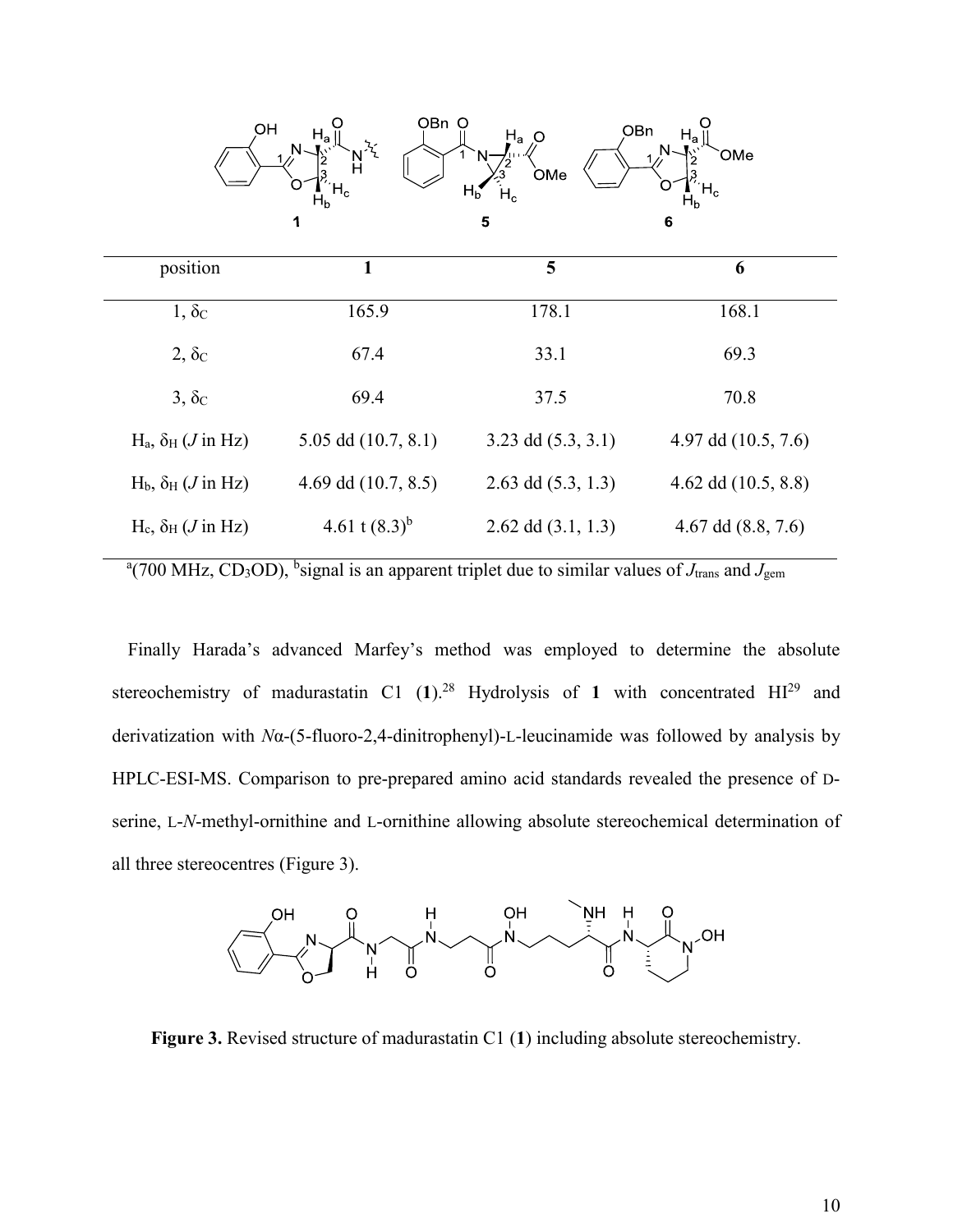| position | **1** | **5** | **6** |
|---|---|---|---|
| 1, $\delta_C$ | 165.9 | 178.1 | 168.1 |
| 2, $\delta_C$ | 67.4 | 33.1 | 69.3 |
| 3, $\delta_C$ | 69.4 | 37.5 | 70.8 |
| $H_a$, $\delta_H$ (*J* in Hz) | 5.05 dd (10.7, 8.1) | 3.23 dd (5.3, 3.1) | 4.97 dd (10.5, 7.6) |
| $H_b$, $\delta_H$ (*J* in Hz) | 4.69 dd (10.7, 8.5) | 2.63 dd (5.3, 1.3) | 4.62 dd (10.5, 8.8) |
| $H_c$, $\delta_H$ (*J* in Hz) | 4.61 t (8.3)[b] | 2.62 dd (3.1, 1.3) | 4.67 dd (8.8, 7.6) |

[a](700 MHz, $CD_3OD$), [b]signal is an apparent triplet due to similar values of $J_{trans}$ and $J_{gem}$

Finally Harada's advanced Marfey's method was employed to determine the absolute stereochemistry of madurastatin C1 (**1**).[28] Hydrolysis of **1** with concentrated HI[29] and derivatization with *N*α-(5-fluoro-2,4-dinitrophenyl)-L-leucinamide was followed by analysis by HPLC-ESI-MS. Comparison to pre-prepared amino acid standards revealed the presence of D-serine, L-*N*-methyl-ornithine and L-ornithine allowing absolute stereochemical determination of all three stereocentres (Figure 3).

**Figure 3.** Revised structure of madurastatin C1 (**1**) including absolute stereochemistry.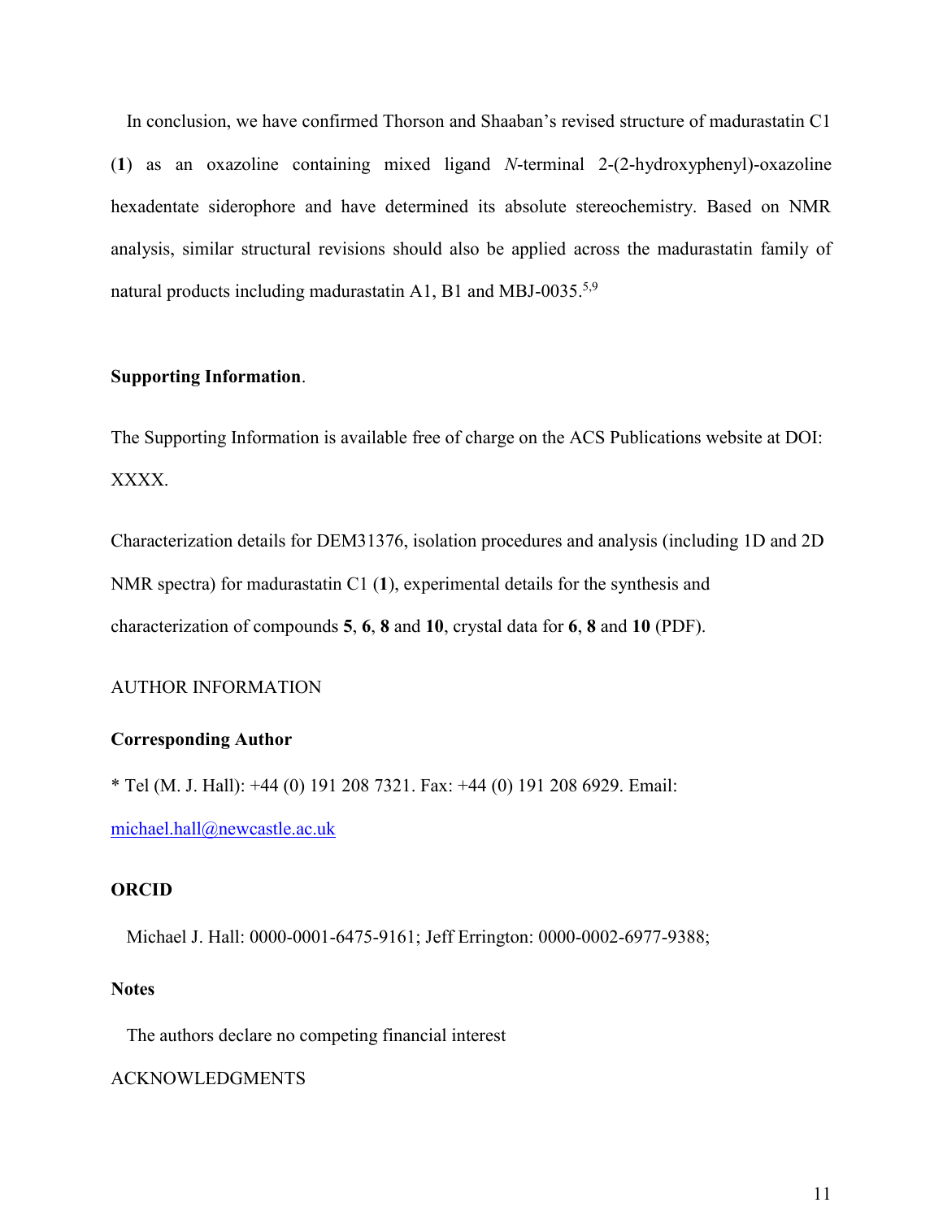In conclusion, we have confirmed Thorson and Shaaban's revised structure of madurastatin C1 (**1**) as an oxazoline containing mixed ligand *N*-terminal 2-(2-hydroxyphenyl)-oxazoline hexadentate siderophore and have determined its absolute stereochemistry. Based on NMR analysis, similar structural revisions should also be applied across the madurastatin family of natural products including madurastatin A1, B1 and MBJ-0035.[5,9]

**Supporting Information**.

The Supporting Information is available free of charge on the ACS Publications website at DOI: XXXX.

Characterization details for DEM31376, isolation procedures and analysis (including 1D and 2D NMR spectra) for madurastatin C1 (**1**), experimental details for the synthesis and characterization of compounds **5**, **6**, **8** and **10**, crystal data for **6**, **8** and **10** (PDF).

AUTHOR INFORMATION

**Corresponding Author**

* Tel (M. J. Hall): +44 (0) 191 208 7321. Fax: +44 (0) 191 208 6929. Email: michael.hall@newcastle.ac.uk

**ORCID**

Michael J. Hall: 0000-0001-6475-9161; Jeff Errington: 0000-0002-6977-9388;

**Notes**

The authors declare no competing financial interest

ACKNOWLEDGMENTS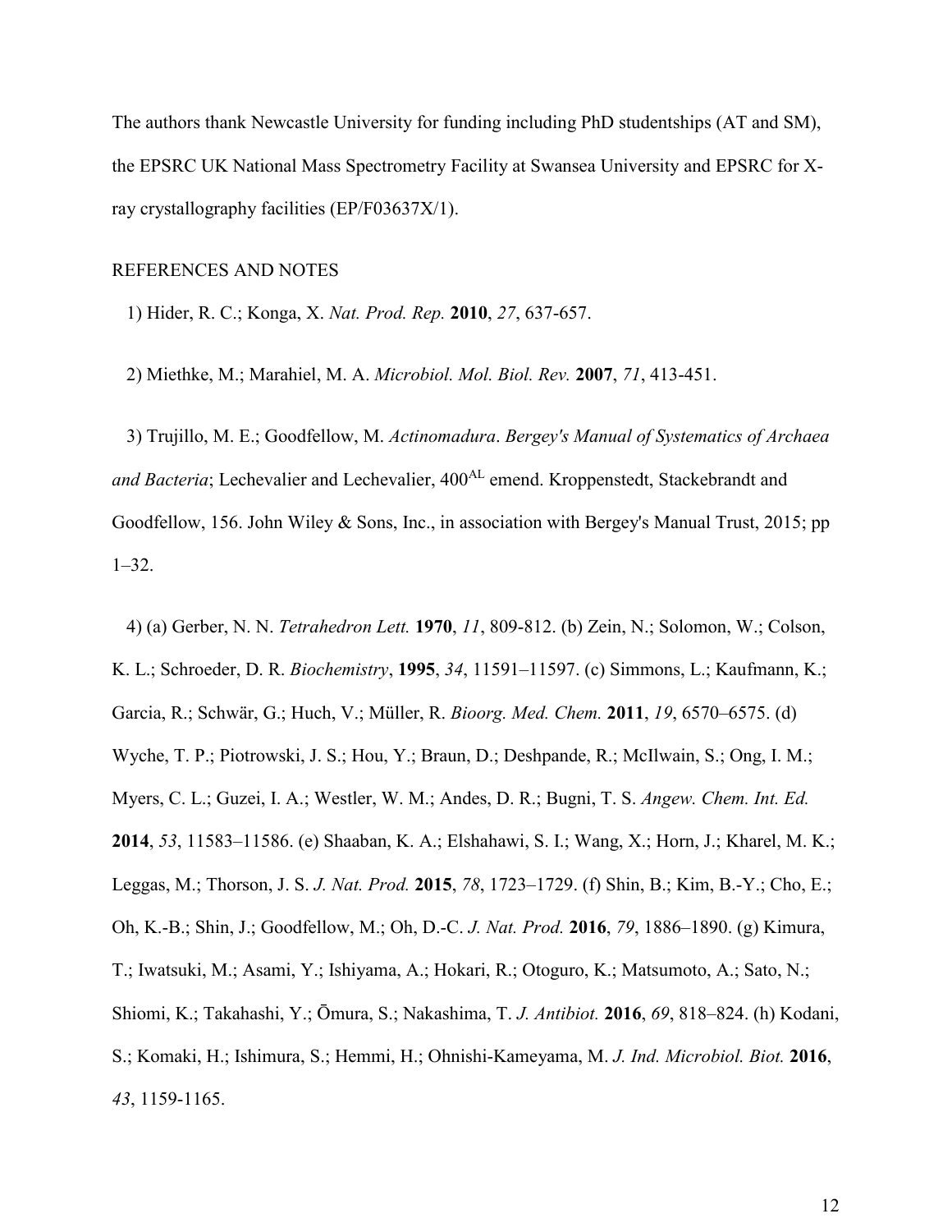The authors thank Newcastle University for funding including PhD studentships (AT and SM), the EPSRC UK National Mass Spectrometry Facility at Swansea University and EPSRC for X-ray crystallography facilities (EP/F03637X/1).

## REFERENCES AND NOTES

1) Hider, R. C.; Konga, X. *Nat. Prod. Rep.* **2010**, *27*, 637-657.

2) Miethke, M.; Marahiel, M. A. *Microbiol. Mol. Biol. Rev.* **2007**, *71*, 413-451.

3) Trujillo, M. E.; Goodfellow, M. *Actinomadura*. *Bergey's Manual of Systematics of Archaea and Bacteria*; Lechevalier and Lechevalier, 400$^{AL}$ emend. Kroppenstedt, Stackebrandt and Goodfellow, 156. John Wiley & Sons, Inc., in association with Bergey's Manual Trust, 2015; pp 1–32.

4) (a) Gerber, N. N. *Tetrahedron Lett.* **1970**, *11*, 809-812. (b) Zein, N.; Solomon, W.; Colson, K. L.; Schroeder, D. R. *Biochemistry*, **1995**, *34*, 11591–11597. (c) Simmons, L.; Kaufmann, K.; Garcia, R.; Schwär, G.; Huch, V.; Müller, R. *Bioorg. Med. Chem.* **2011**, *19*, 6570–6575. (d) Wyche, T. P.; Piotrowski, J. S.; Hou, Y.; Braun, D.; Deshpande, R.; McIlwain, S.; Ong, I. M.; Myers, C. L.; Guzei, I. A.; Westler, W. M.; Andes, D. R.; Bugni, T. S. *Angew. Chem. Int. Ed.* **2014**, *53*, 11583–11586. (e) Shaaban, K. A.; Elshahawi, S. I.; Wang, X.; Horn, J.; Kharel, M. K.; Leggas, M.; Thorson, J. S. *J. Nat. Prod.* **2015**, *78*, 1723–1729. (f) Shin, B.; Kim, B.-Y.; Cho, E.; Oh, K.-B.; Shin, J.; Goodfellow, M.; Oh, D.-C. *J. Nat. Prod.* **2016**, *79*, 1886–1890. (g) Kimura, T.; Iwatsuki, M.; Asami, Y.; Ishiyama, A.; Hokari, R.; Otoguro, K.; Matsumoto, A.; Sato, N.; Shiomi, K.; Takahashi, Y.; Ōmura, S.; Nakashima, T. *J. Antibiot.* **2016**, *69*, 818–824. (h) Kodani, S.; Komaki, H.; Ishimura, S.; Hemmi, H.; Ohnishi-Kameyama, M. *J. Ind. Microbiol. Biot.* **2016**, *43*, 1159-1165.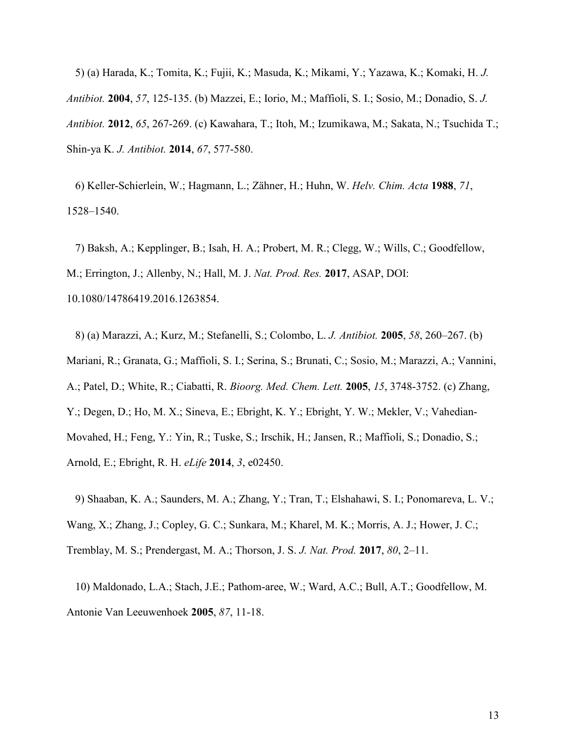5) (a) Harada, K.; Tomita, K.; Fujii, K.; Masuda, K.; Mikami, Y.; Yazawa, K.; Komaki, H. *J. Antibiot.* **2004**, *57*, 125-135. (b) Mazzei, E.; Iorio, M.; Maffioli, S. I.; Sosio, M.; Donadio, S. *J. Antibiot.* **2012**, *65*, 267-269. (c) Kawahara, T.; Itoh, M.; Izumikawa, M.; Sakata, N.; Tsuchida T.; Shin-ya K. *J. Antibiot.* **2014**, *67*, 577-580.

6) Keller-Schierlein, W.; Hagmann, L.; Zähner, H.; Huhn, W. *Helv. Chim. Acta* **1988**, *71*, 1528–1540.

7) Baksh, A.; Kepplinger, B.; Isah, H. A.; Probert, M. R.; Clegg, W.; Wills, C.; Goodfellow, M.; Errington, J.; Allenby, N.; Hall, M. J. *Nat. Prod. Res.* **2017**, ASAP, DOI: 10.1080/14786419.2016.1263854.

8) (a) Marazzi, A.; Kurz, M.; Stefanelli, S.; Colombo, L. *J. Antibiot.* **2005**, *58*, 260–267. (b) Mariani, R.; Granata, G.; Maffioli, S. I.; Serina, S.; Brunati, C.; Sosio, M.; Marazzi, A.; Vannini, A.; Patel, D.; White, R.; Ciabatti, R. *Bioorg. Med. Chem. Lett.* **2005**, *15*, 3748-3752. (c) Zhang, Y.; Degen, D.; Ho, M. X.; Sineva, E.; Ebright, K. Y.; Ebright, Y. W.; Mekler, V.; Vahedian-Movahed, H.; Feng, Y.: Yin, R.; Tuske, S.; Irschik, H.; Jansen, R.; Maffioli, S.; Donadio, S.; Arnold, E.; Ebright, R. H. *eLife* **2014**, *3*, e02450.

9) Shaaban, K. A.; Saunders, M. A.; Zhang, Y.; Tran, T.; Elshahawi, S. I.; Ponomareva, L. V.; Wang, X.; Zhang, J.; Copley, G. C.; Sunkara, M.; Kharel, M. K.; Morris, A. J.; Hower, J. C.; Tremblay, M. S.; Prendergast, M. A.; Thorson, J. S. *J. Nat. Prod.* **2017**, *80*, 2–11.

10) Maldonado, L.A.; Stach, J.E.; Pathom-aree, W.; Ward, A.C.; Bull, A.T.; Goodfellow, M. Antonie Van Leeuwenhoek **2005**, *87*, 11-18.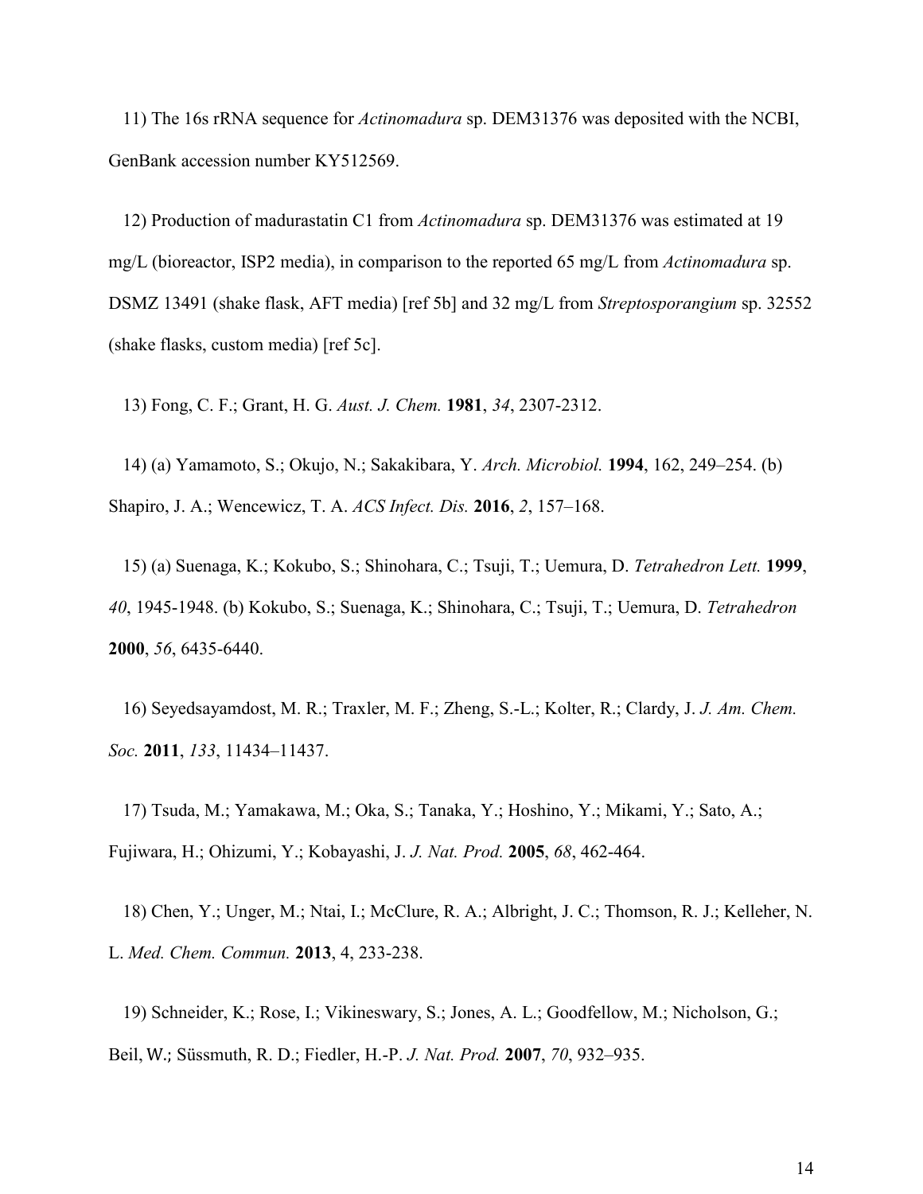11) The 16s rRNA sequence for *Actinomadura* sp. DEM31376 was deposited with the NCBI, GenBank accession number KY512569.

12) Production of madurastatin C1 from *Actinomadura* sp. DEM31376 was estimated at 19 mg/L (bioreactor, ISP2 media), in comparison to the reported 65 mg/L from *Actinomadura* sp. DSMZ 13491 (shake flask, AFT media) [ref 5b] and 32 mg/L from *Streptosporangium* sp. 32552 (shake flasks, custom media) [ref 5c].

13) Fong, C. F.; Grant, H. G. *Aust. J. Chem.* **1981**, *34*, 2307-2312.

14) (a) Yamamoto, S.; Okujo, N.; Sakakibara, Y. *Arch. Microbiol.* **1994**, 162, 249–254. (b) Shapiro, J. A.; Wencewicz, T. A. *ACS Infect. Dis.* **2016**, *2*, 157–168.

15) (a) Suenaga, K.; Kokubo, S.; Shinohara, C.; Tsuji, T.; Uemura, D. *Tetrahedron Lett.* **1999**, *40*, 1945-1948. (b) Kokubo, S.; Suenaga, K.; Shinohara, C.; Tsuji, T.; Uemura, D. *Tetrahedron* **2000**, *56*, 6435-6440.

16) Seyedsayamdost, M. R.; Traxler, M. F.; Zheng, S.-L.; Kolter, R.; Clardy, J. *J. Am. Chem. Soc.* **2011**, *133*, 11434–11437.

17) Tsuda, M.; Yamakawa, M.; Oka, S.; Tanaka, Y.; Hoshino, Y.; Mikami, Y.; Sato, A.; Fujiwara, H.; Ohizumi, Y.; Kobayashi, J. *J. Nat. Prod.* **2005**, *68*, 462-464.

18) Chen, Y.; Unger, M.; Ntai, I.; McClure, R. A.; Albright, J. C.; Thomson, R. J.; Kelleher, N. L. *Med. Chem. Commun.* **2013**, 4, 233-238.

19) Schneider, K.; Rose, I.; Vikineswary, S.; Jones, A. L.; Goodfellow, M.; Nicholson, G.; Beil, W.; Süssmuth, R. D.; Fiedler, H.-P. *J. Nat. Prod.* **2007**, *70*, 932–935.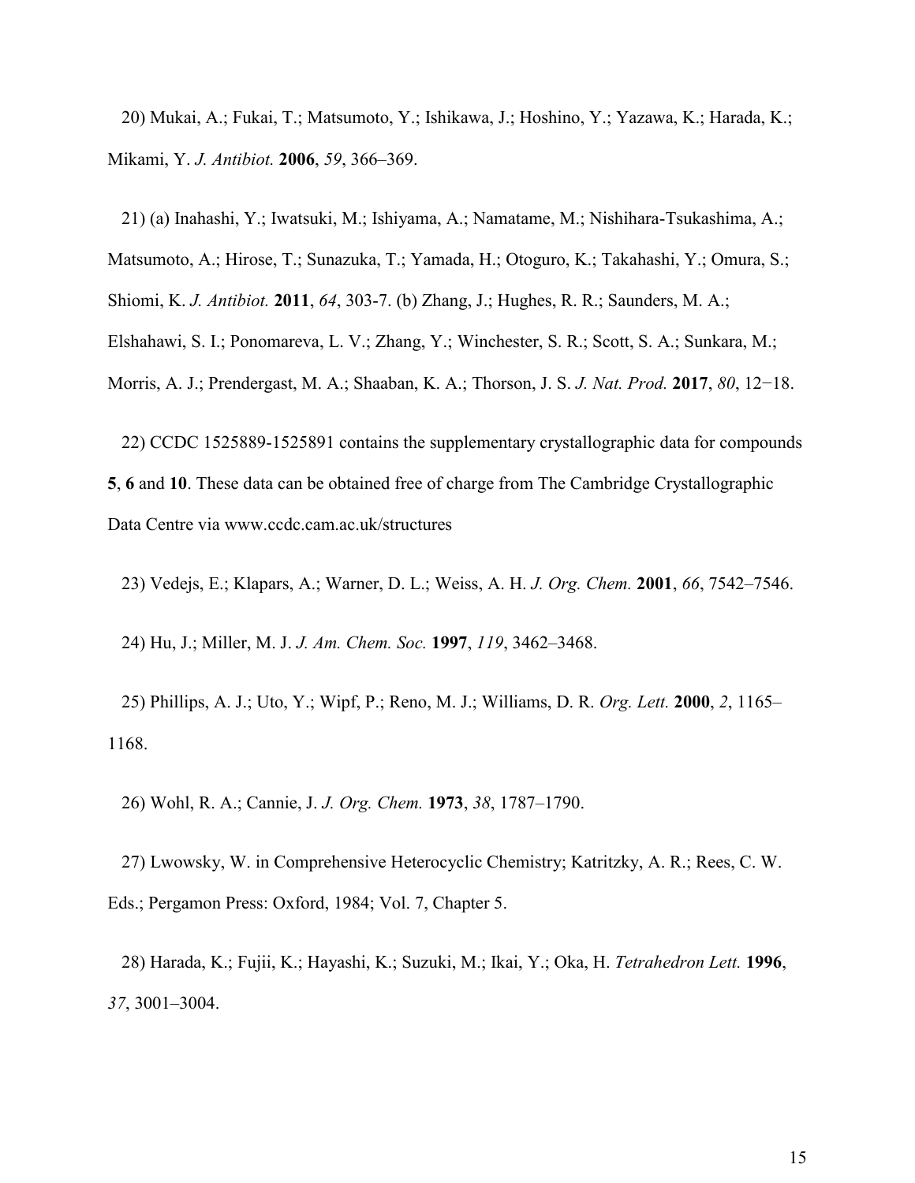20) Mukai, A.; Fukai, T.; Matsumoto, Y.; Ishikawa, J.; Hoshino, Y.; Yazawa, K.; Harada, K.; Mikami, Y. *J. Antibiot.* **2006**, *59*, 366–369.

21) (a) Inahashi, Y.; Iwatsuki, M.; Ishiyama, A.; Namatame, M.; Nishihara-Tsukashima, A.; Matsumoto, A.; Hirose, T.; Sunazuka, T.; Yamada, H.; Otoguro, K.; Takahashi, Y.; Omura, S.; Shiomi, K. *J. Antibiot.* **2011**, *64*, 303-7. (b) Zhang, J.; Hughes, R. R.; Saunders, M. A.; Elshahawi, S. I.; Ponomareva, L. V.; Zhang, Y.; Winchester, S. R.; Scott, S. A.; Sunkara, M.; Morris, A. J.; Prendergast, M. A.; Shaaban, K. A.; Thorson, J. S. *J. Nat. Prod.* **2017**, *80*, 12−18.

22) CCDC 1525889-1525891 contains the supplementary crystallographic data for compounds **5**, **6** and **10**. These data can be obtained free of charge from The Cambridge Crystallographic Data Centre via www.ccdc.cam.ac.uk/structures

23) Vedejs, E.; Klapars, A.; Warner, D. L.; Weiss, A. H. *J. Org. Chem.* **2001**, *66*, 7542–7546.

24) Hu, J.; Miller, M. J. *J. Am. Chem. Soc.* **1997**, *119*, 3462–3468.

25) Phillips, A. J.; Uto, Y.; Wipf, P.; Reno, M. J.; Williams, D. R. *Org. Lett.* **2000**, *2*, 1165–1168.

26) Wohl, R. A.; Cannie, J. *J. Org. Chem.* **1973**, *38*, 1787–1790.

27) Lwowsky, W. in Comprehensive Heterocyclic Chemistry; Katritzky, A. R.; Rees, C. W. Eds.; Pergamon Press: Oxford, 1984; Vol. 7, Chapter 5.

28) Harada, K.; Fujii, K.; Hayashi, K.; Suzuki, M.; Ikai, Y.; Oka, H. *Tetrahedron Lett.* **1996**, *37*, 3001–3004.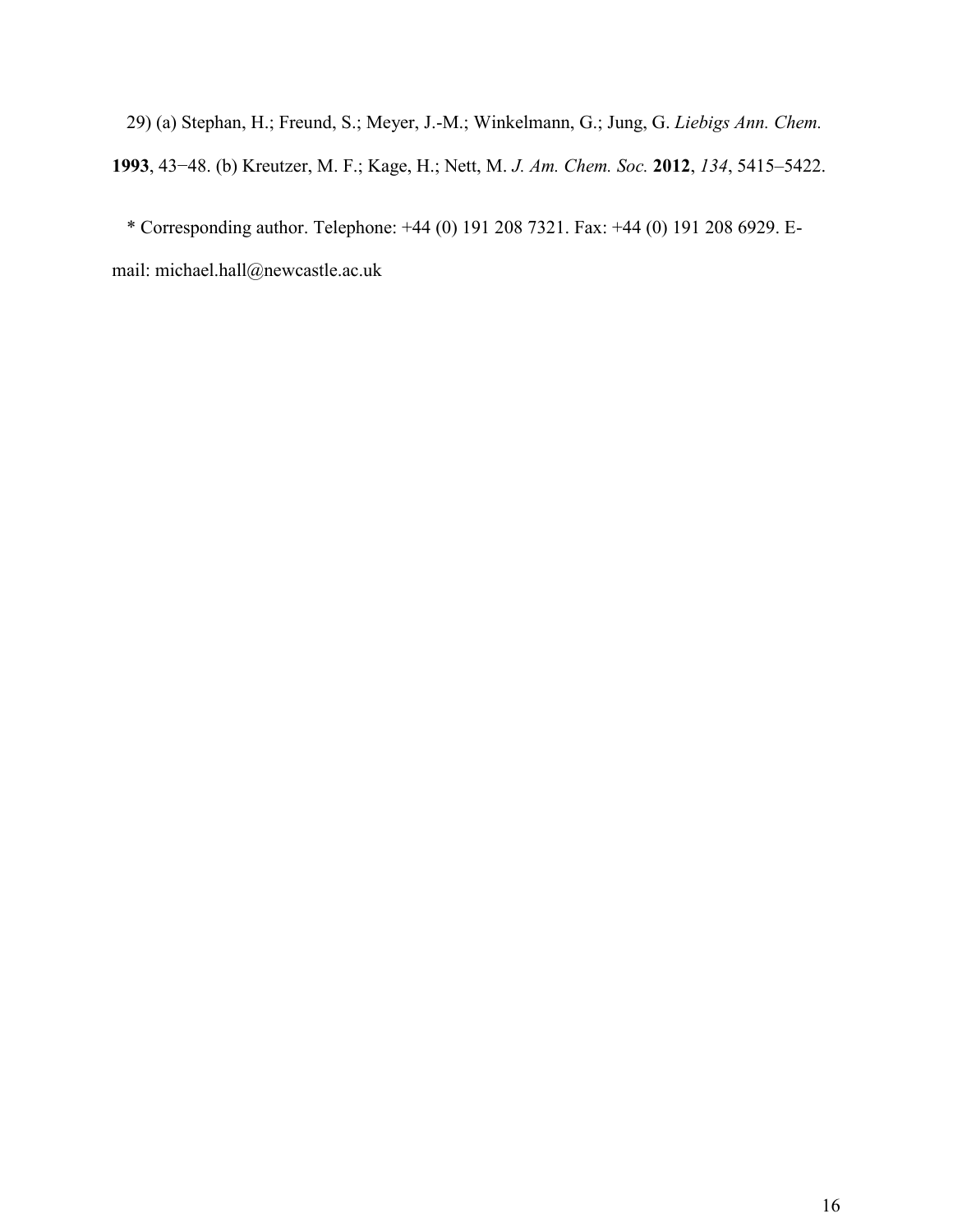29) (a) Stephan, H.; Freund, S.; Meyer, J.-M.; Winkelmann, G.; Jung, G. *Liebigs Ann. Chem.* **1993**, 43−48. (b) Kreutzer, M. F.; Kage, H.; Nett, M. *J. Am. Chem. Soc.* **2012**, *134*, 5415–5422.

* Corresponding author. Telephone: +44 (0) 191 208 7321. Fax: +44 (0) 191 208 6929. E-mail: michael.hall@newcastle.ac.uk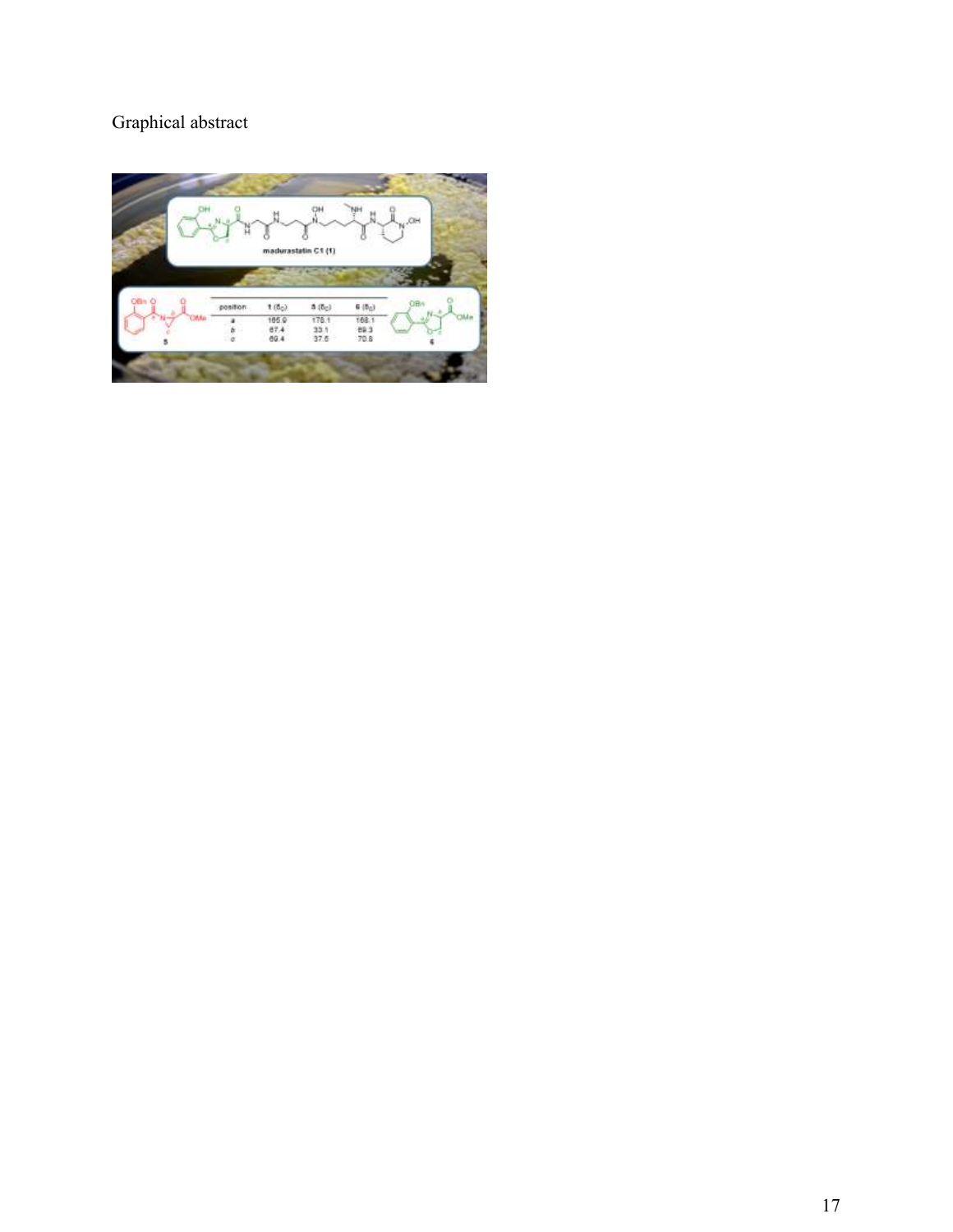Graphical abstract

madurastatin C1 (1)

| position | 1 ($\delta_C$) | 5 ($\delta_C$) | 6 ($\delta_C$) |
|---|---|---|---|
| *a* | 165.9 | 178.1 | 168.1 |
| *b* | 67.4 | 33.1 | 69.3 |
| *c* | 69.4 | 37.6 | 70.8 |